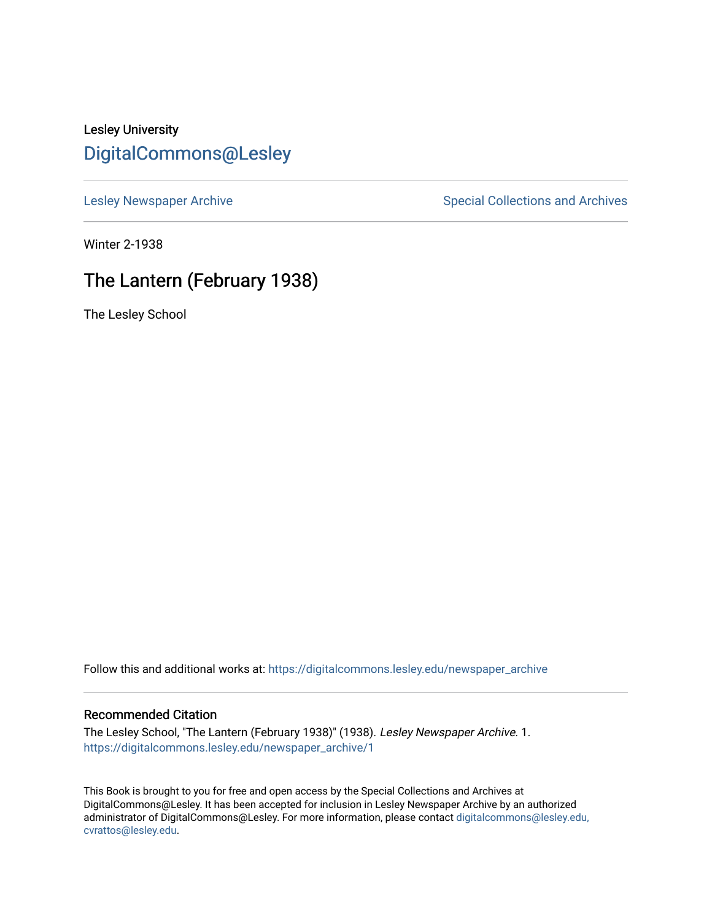Lesley University

# DigitalCommons@Lesley

Lesley Newspaper Archive | Special Collections and Archives

Winter 2-1938

## The Lantern (February 1938)

The Lesley School

Follow this and additional works at: https://digitalcommons.lesley.edu/newspaper_archive

### Recommended Citation

The Lesley School, "The Lantern (February 1938)" (1938). *Lesley Newspaper Archive*. 1.
https://digitalcommons.lesley.edu/newspaper_archive/1

This Book is brought to you for free and open access by the Special Collections and Archives at DigitalCommons@Lesley. It has been accepted for inclusion in Lesley Newspaper Archive by an authorized administrator of DigitalCommons@Lesley. For more information, please contact digitalcommons@lesley.edu, cvrattos@lesley.edu.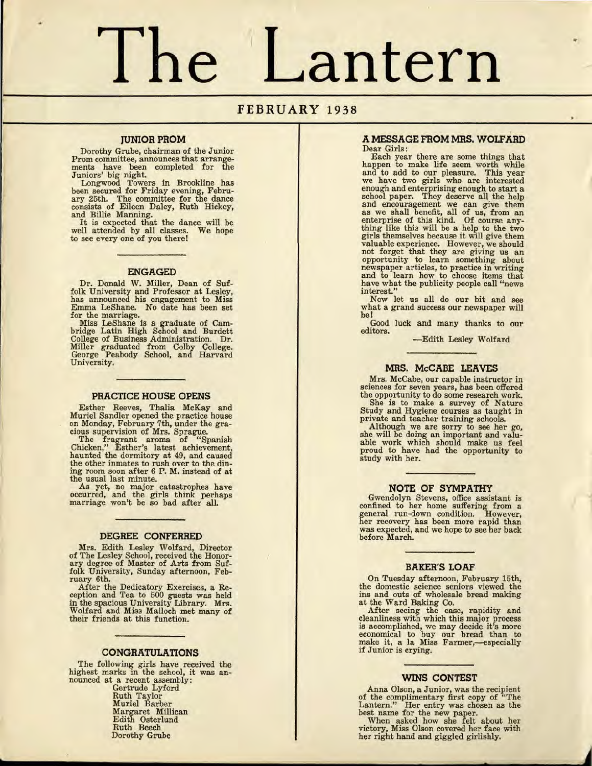# The Lantern

**FEBRUARY 1938**

## JUNIOR PROM

Dorothy Grube, chairman of the Junior Prom committee, announces that arrangements have been completed for the Juniors' big night.

Longwood Towers in Brookline has been secured for Friday evening, February 25th. The committee for the dance consists of Eileen Daley, Ruth Hickey, and Billie Manning.

It is expected that the dance will be well attended by all classes. We hope to see every one of you there!

## ENGAGED

Dr. Donald W. Miller, Dean of Suffolk University and Professor at Lesley, has announced his engagement to Miss Emma LeShane. No date has been set for the marriage.

Miss LeShane is a graduate of Cambridge Latin High School and Burdett College of Business Administration. Dr. Miller graduated from Colby College, George Peabody School, and Harvard University.

## PRACTICE HOUSE OPENS

Esther Reeves, Thalia McKay and Muriel Sandler opened the practice house on Monday, February 7th, under the gracious supervision of Mrs. Sprague.

The fragrant aroma of "Spanish Chicken," Esther's latest achievement, haunted the dormitory at 49, and caused the other inmates to rush over to the dining room soon after 6 P. M. instead of at the usual last minute.

As yet, no major catastrophes have occurred, and the girls think perhaps marriage won't be so bad after all.

## DEGREE CONFERRED

Mrs. Edith Lesley Wolfard, Director of The Lesley School, received the Honorary degree of Master of Arts from Suffolk University, Sunday afternoon, February 6th.

After the Dedicatory Exercises, a Reception and Tea to 500 guests was held in the spacious University Library. Mrs. Wolfard and Miss Malloch met many of their friends at this function.

## CONGRATULATIONS

The following girls have received the highest marks in the school, it was announced at a recent assembly:

Gertrude Lyford
Ruth Taylor
Muriel Barber
Margaret Millican
Edith Osterlund
Ruth Beech
Dorothy Grube

## A MESSAGE FROM MRS. WOLFARD

Dear Girls:

Each year there are some things that happen to make life seem worth while and to add to our pleasure. This year we have two girls who are interested enough and enterprising enough to start a school paper. They deserve all the help and encouragement we can give them as we shall benefit, all of us, from an enterprise of this kind. Of course anything like this will be a help to the two girls themselves because it will give them valuable experience. However, we should not forget that they are giving us an opportunity to learn something about newspaper articles, to practice in writing and to learn how to choose items that have what the publicity people call "news interest."

Now let us all do our bit and see what a grand success our newspaper will be!

Good luck and many thanks to our editors.

—Edith Lesley Wolfard

## MRS. McCABE LEAVES

Mrs. McCabe, our capable instructor in sciences for seven years, has been offered the opportunity to do some research work.

She is to make a survey of Nature Study and Hygiene courses as taught in private and teacher training schools.

Although we are sorry to see her go, she will be doing an important and valuable work which should make us feel proud to have had the opportunity to study with her.

## NOTE OF SYMPATHY

Gwendolyn Stevens, office assistant is confined to her home suffering from a general run-down condition. However, her recovery has been more rapid than was expected, and we hope to see her back before March.

## BAKER'S LOAF

On Tuesday afternoon, February 15th, the domestic science seniors viewed the ins and outs of wholesale bread making at the Ward Baking Co.

After seeing the ease, rapidity and cleanliness with which this major process is accomplished, we may decide it's more economical to buy our bread than to make it, a la Miss Farmer,—especially if Junior is crying.

## WINS CONTEST

Anna Olson, a Junior, was the recipient of the complimentary first copy of "The Lantern." Her entry was chosen as the best name for the new paper.

When asked how she felt about her victory, Miss Olson covered her face with her right hand and giggled girlishly.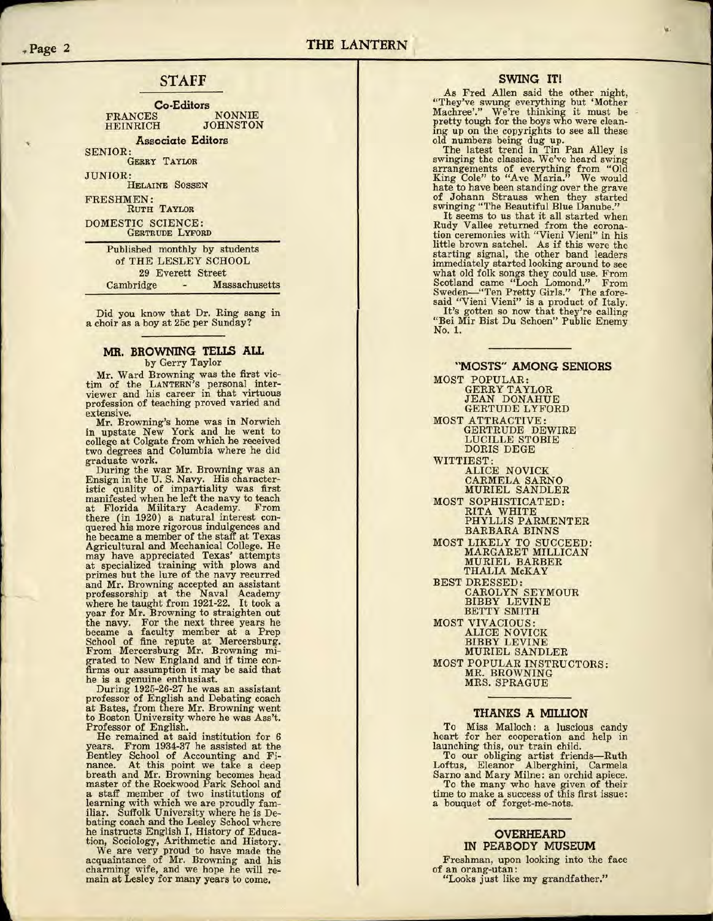## STAFF

**Co-Editors**

FRANCES HEINRICH — NONNIE JOHNSTON

**Associate Editors**

SENIOR:
GERRY TAYLOR

JUNIOR:
HELAINE SOSSEN

FRESHMEN:
RUTH TAYLOR

DOMESTIC SCIENCE:
GERTRUDE LYFORD

Published monthly by students
of THE LESLEY SCHOOL
29 Everett Street
Cambridge - Massachusetts

Did you know that Dr. Ring sang in a choir as a boy at 25c per Sunday?

## MR. BROWNING TELLS ALL

by Gerry Taylor

Mr. Ward Browning was the first victim of the LANTERN'S personal interviewer and his career in that virtuous profession of teaching proved varied and extensive.

Mr. Browning's home was in Norwich in upstate New York and he went to college at Colgate from which he received two degrees and Columbia where he did graduate work.

During the war Mr. Browning was an Ensign in the U. S. Navy. His characteristic quality of impartiality was first manifested when he left the navy to teach at Florida Military Academy. From there (in 1920) a natural interest conquered his more rigorous indulgences and he became a member of the staff at Texas Agricultural and Mechanical College. He may have appreciated Texas' attempts at specialized training with plows and primes but the lure of the navy recurred and Mr. Browning accepted an assistant professorship at the Naval Academy where he taught from 1921-22. It took a year for Mr. Browning to straighten out the navy. For the next three years he became a faculty member at a Prep School of fine repute at Mercersburg. From Mercersburg Mr. Browning migrated to New England and if time confirms our assumption it may be said that he is a genuine enthusiast.

During 1925-26-27 he was an assistant professor of English and Debating coach at Bates, from there Mr. Browning went to Boston University where he was Ass't. Professor of English.

He remained at said institution for 6 years. From 1934-37 he assisted at the Bentley School of Accounting and Finance. At this point we take a deep breath and Mr. Browning becomes head master of the Rockwood Park School and a staff member of two institutions of learning with which we are proudly familiar. Suffolk University where he is Debating coach and the Lesley School where he instructs English I, History of Education, Sociology, Arithmetic and History.

We are very proud to have made the acquaintance of Mr. Browning and his charming wife, and we hope he will remain at Lesley for many years to come.

## SWING IT!

As Fred Allen said the other night, "They've swung everything but 'Mother Machree'." We're thinking it must be pretty tough for the boys who were cleaning up on the copyrights to see all these old numbers being dug up.

The latest trend in Tin Pan Alley is swinging the classics. We've heard swing arrangements of everything from "Old King Cole" to "Ave Maria." We would hate to have been standing over the grave of Johann Strauss when they started swinging "The Beautiful Blue Danube."

It seems to us that it all started when Rudy Vallee returned from the coronation ceremonies with "Vieni Vieni" in his little brown satchel. As if this were the starting signal, the other band leaders immediately started looking around to see what old folk songs they could use. From Scotland came "Loch Lomond." From Sweden—"Ten Pretty Girls." The aforesaid "Vieni Vieni" is a product of Italy.

It's gotten so now that they're calling "Bei Mir Bist Du Schoen" Public Enemy No. 1.

## "MOSTS" AMONG SENIORS

MOST POPULAR:
GERRY TAYLOR
JEAN DONAHUE
GERTUDE LYFORD

MOST ATTRACTIVE:
GERTRUDE DEWIRE
LUCILLE STOBIE
DORIS DEGE

WITTIEST:
ALICE NOVICK
CARMELA SARNO
MURIEL SANDLER

MOST SOPHISTICATED:
RITA WHITE
PHYLLIS PARMENTER
BARBARA BINNS

MOST LIKELY TO SUCCEED:
MARGARET MILLICAN
MURIEL BARBER
THALIA McKAY

BEST DRESSED:
CAROLYN SEYMOUR
BIBBY LEVINE
BETTY SMITH

MOST VIVACIOUS:
ALICE NOVICK
BIBBY LEVINE
MURIEL SANDLER

MOST POPULAR INSTRUCTORS:
MR. BROWNING
MRS. SPRAGUE

## THANKS A MILLION

To Miss Malloch: a luscious candy heart for her cooperation and help in launching this, our train child.

To our obliging artist friends—Ruth Loftus, Eleanor Alberghini, Carmela Sarno and Mary Milne: an orchid apiece.

To the many who have given of their time to make a success of this first issue: a bouquet of forget-me-nots.

## OVERHEARD IN PEABODY MUSEUM

Freshman, upon looking into the face of an orang-utan:

"Looks just like my grandfather."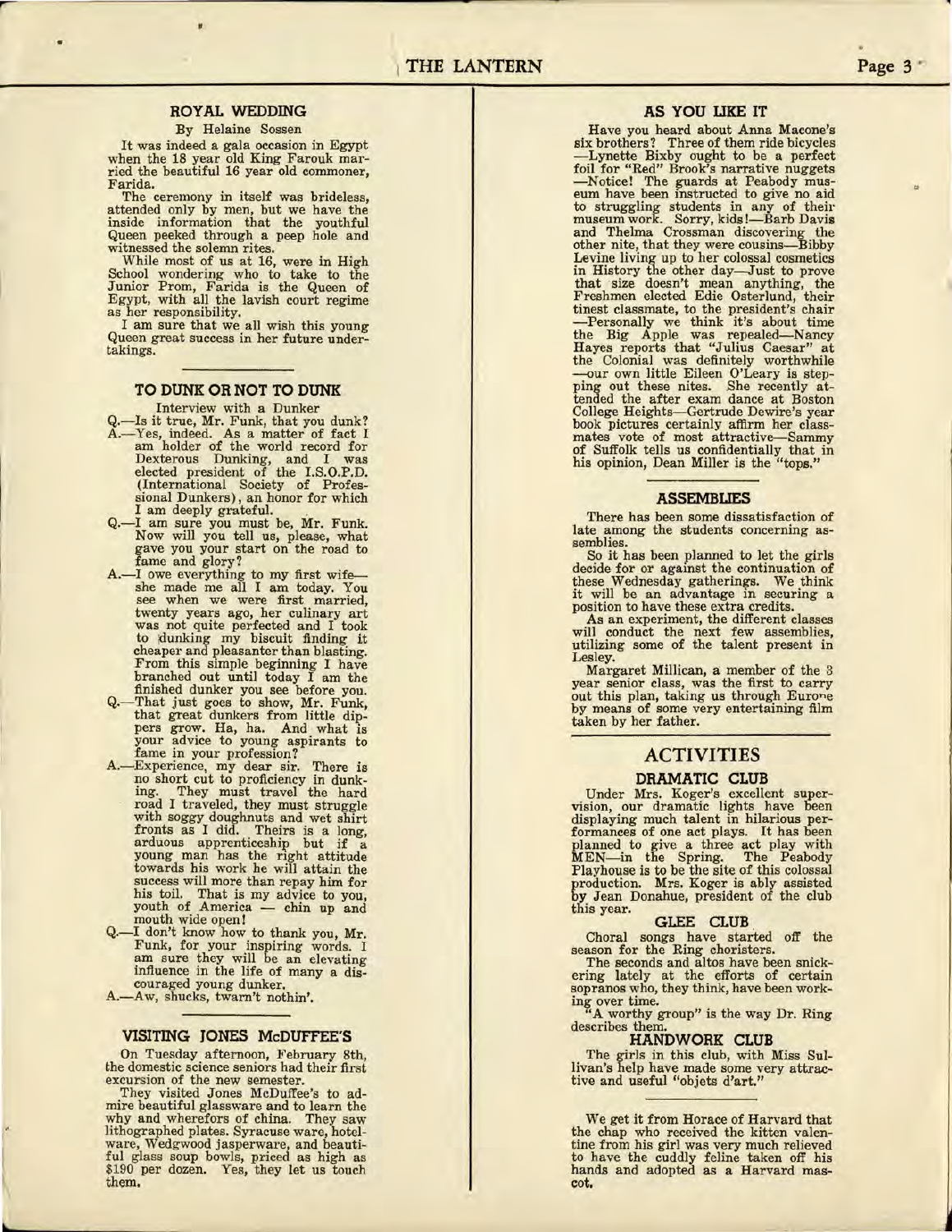## ROYAL WEDDING

By Helaine Sossen

It was indeed a gala occasion in Egypt when the 18 year old King Farouk married the beautiful 16 year old commoner, Farida.

The ceremony in itself was brideless, attended only by men, but we have the inside information that the youthful Queen peeked through a peep hole and witnessed the solemn rites.

While most of us at 16, were in High School wondering who to take to the Junior Prom, Farida is the Queen of Egypt, with all the lavish court regime as her responsibility.

I am sure that we all wish this young Queen great success in her future undertakings.

## TO DUNK OR NOT TO DUNK

Interview with a Dunker

Q.—Is it true, Mr. Funk, that you dunk?

A.—Yes, indeed. As a matter of fact I am holder of the world record for Dexterous Dunking, and I was elected president of the I.S.O.P.D. (International Society of Professional Dunkers), an honor for which I am deeply grateful.

Q.—I am sure you must be, Mr. Funk. Now will you tell us, please, what gave you your start on the road to fame and glory?

A.—I owe everything to my first wife—she made me all I am today. You see when we were first married, twenty years ago, her culinary art was not quite perfected and I took to dunking my biscuit finding it cheaper and pleasanter than blasting. From this simple beginning I have branched out until today I am the finished dunker you see before you.

Q.—That just goes to show, Mr. Funk, that great dunkers from little dippers grow. Ha, ha. And what is your advice to young aspirants to fame in your profession?

A.—Experience, my dear sir. There is no short cut to proficiency in dunking. They must travel the hard road I traveled, they must struggle with soggy doughnuts and wet shirt fronts as I did. Theirs is a long, arduous apprenticeship but if a young man has the right attitude towards his work he will attain the success will more than repay him for his toil. That is my advice to you, youth of America — chin up and mouth wide open!

Q.—I don't know how to thank you, Mr. Funk, for your inspiring words. I am sure they will be an elevating influence in the life of many a discouraged young dunker.

A.—Aw, shucks, twarn't nothin'.

## VISITING JONES McDUFFEE'S

On Tuesday afternoon, February 8th, the domestic science seniors had their first excursion of the new semester.

They visited Jones McDuffee's to admire beautiful glassware and to learn the why and wherefors of china. They saw lithographed plates. Syracuse ware, hotelware, Wedgwood jasperware, and beautiful glass soup bowls, priced as high as $190 per dozen. Yes, they let us touch them.

## AS YOU LIKE IT

Have you heard about Anna Macone's six brothers? Three of them ride bicycles —Lynette Bixby ought to be a perfect foil for "Red" Brook's narrative nuggets —Notice! The guards at Peabody museum have been instructed to give no aid to struggling students in any of their museum work. Sorry, kids!—Barb Davis and Thelma Crossman discovering the other nite, that they were cousins—Bibby Levine living up to her colossal cosmetics in History the other day—Just to prove that size doesn't mean anything, the Freshmen elected Edie Osterlund, their tinest classmate, to the president's chair —Personally we think it's about time the Big Apple was repealed—Nancy Hayes reports that "Julius Caesar" at the Colonial was definitely worthwhile —our own little Eileen O'Leary is stepping out these nites. She recently attended the after exam dance at Boston College Heights—Gertrude Dewire's year book pictures certainly affirm her classmates vote of most attractive—Sammy of Suffolk tells us confidentially that in his opinion, Dean Miller is the "tops."

## ASSEMBLIES

There has been some dissatisfaction of late among the students concerning assemblies.

So it has been planned to let the girls decide for or against the continuation of these Wednesday gatherings. We think it will be an advantage in securing a position to have these extra credits.

As an experiment, the different classes will conduct the next few assemblies, utilizing some of the talent present in Lesley.

Margaret Millican, a member of the 3 year senior class, was the first to carry out this plan, taking us through Europe by means of some very entertaining film taken by her father.

# ACTIVITIES

### DRAMATIC CLUB

Under Mrs. Koger's excellent supervision, our dramatic lights have been displaying much talent in hilarious performances of one act plays. It has been planned to give a three act play with MEN—in the Spring. The Peabody Playhouse is to be the site of this colossal production. Mrs. Koger is ably assisted by Jean Donahue, president of the club this year.

### GLEE CLUB

Choral songs have started off the season for the Ring choristers.

The seconds and altos have been snickering lately at the efforts of certain sopranos who, they think, have been working over time.

"A worthy group" is the way Dr. Ring describes them.

### HANDWORK CLUB

The girls in this club, with Miss Sullivan's help have made some very attractive and useful "objets d'art."

---

We get it from Horace of Harvard that the chap who received the kitten valentine from his girl was very much relieved to have the cuddly feline taken off his hands and adopted as a Harvard mascot.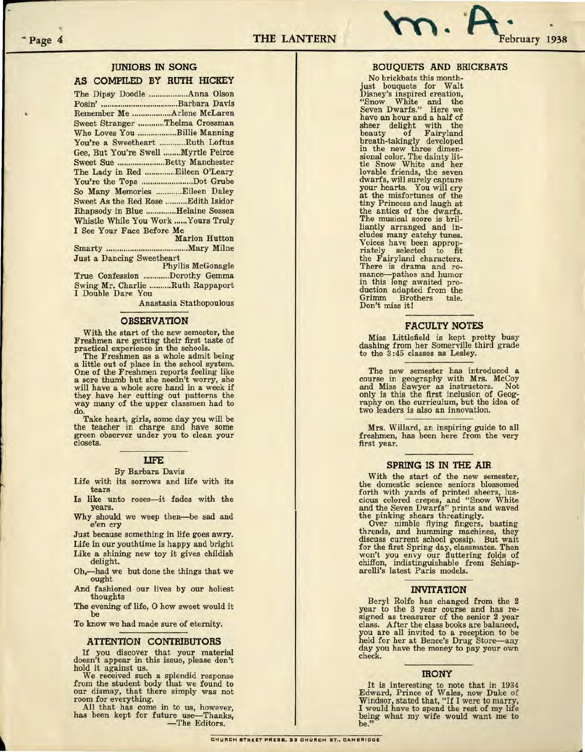## JUNIORS IN SONG

### AS COMPILED BY RUTH HICKEY

The Dipsy Doodle .................. Anna Olson
Posin' .................................. Barbara Davis
Remember Me .................. Arlene McLaren
Sweet Stranger ............ Thelma Crossman
Who Loves You .................. Billie Manning
You're a Sweetheart ............ Ruth Loftus
Gee, But You're Swell ........ Myrtle Peirce
Sweet Sue ...................... Betty Manchester
The Lady in Red .............. Eileen O'Leary
You're the Tops ........................ Dot Grube
So Many Memories ............ Eileen Daley
Sweet As the Red Rose .......... Edith Isidor
Rhapsody in Blue .............. Helaine Sossen
Whistle While You Work ...... Yours Truly
I See Your Face Before Me
Marion Hutton
Smarty ...................................... Mary Milne
Just a Dancing Sweetheart
Phyllis McGonagle
True Confession ............ Dorothy Gemma
Swing Mr. Charlie .......... Ruth Rappaport
I Double Dare You
Anastasia Stathopoulous

## OBSERVATION

With the start of the new semester, the Freshmen are getting their first taste of practical experience in the schools.

The Freshmen as a whole admit being a little out of place in the school system. One of the Freshmen reports feeling like a sore thumb but she needn't worry, she will have a whole sore hand in a week if they have her cutting out patterns the way many of the upper classmen had to do.

Take heart, girls, some day you will be the teacher in charge and have some green observer under you to clean your closets.

## LIFE

By Barbara Davis

Life with its sorrows and life with its tears
Is like unto roses—it fades with the years.
Why should we weep then—be sad and e'en cry
Just because something in life goes awry.
Life in our youthtime is happy and bright
Like a shining new toy it gives childish delight.
Oh,—had we but done the things that we ought
And fashioned our lives by our holiest thoughts
The evening of life, O how sweet would it be
To know we had made sure of eternity.

## ATTENTION CONTRIBUTORS

If you discover that your material doesn't appear in this issue, please don't hold it against us.

We received such a splendid response from the student body that we found to our dismay, that there simply was not room for everything.

All that has come in to us, however, has been kept for future use—Thanks,
—The Editors.

## BOUQUETS AND BRICKBATS

No brickbats this month—just bouquets for Walt Disney's inspired creation, "Snow White and the Seven Dwarfs." Here we have an hour and a half of sheer delight with the beauty of Fairyland breath-takingly developed in the new three dimensional color. The dainty little Snow White and her lovable friends, the seven dwarfs, will surely capture your hearts. You will cry at the misfortunes of the tiny Princess and laugh at the antics of the dwarfs. The musical score is brilliantly arranged and includes many catchy tunes. Voices have been appropriately selected to fit the Fairyland characters. There is drama and romance—pathos and humor in this long awaited production adapted from the Grimm Brothers tale. Don't miss it!

## FACULTY NOTES

Miss Littlefield is kept pretty busy dashing from her Somerville third grade to the 3:45 classes as Lesley.

The new semester has introduced a course in geography with Mrs. McCoy and Miss Sawyer as instructors. Not only is this the first inclusion of Geography on the curriculum, but the idea of two leaders is also an innovation.

Mrs. Willard, an inspiring guide to all freshmen, has been here from the very first year.

## SPRING IS IN THE AIR

With the start of the new semester, the domestic science seniors blossomed forth with yards of printed sheers, luscious colored crepes, and "Snow White and the Seven Dwarfs" prints and waved the pinking shears threatingly.

Over nimble flying fingers, basting threads, and humming machines, they discuss current school gossip. But wait for the first Spring day, classmates. Then won't you envy our fluttering folds of chiffon, indistinguishable from Schiaparelli's latest Paris models.

## INVITATION

Beryl Rolfe has changed from the 2 year to the 3 year course and has resigned as treasurer of the senior 2 year class. After the class books are balanced, you are all invited to a reception to be held for her at Bence's Drug Store—any day you have the money to pay your own check.

## IRONY

It is interesting to note that in 1934 Edward, Prince of Wales, now Duke of Windsor, stated that, "If I were to marry, I would have to spend the rest of my life being what my wife would want me to be."

CHURCH STREET PRESS, 33 CHURCH ST., CAMBRIDGE